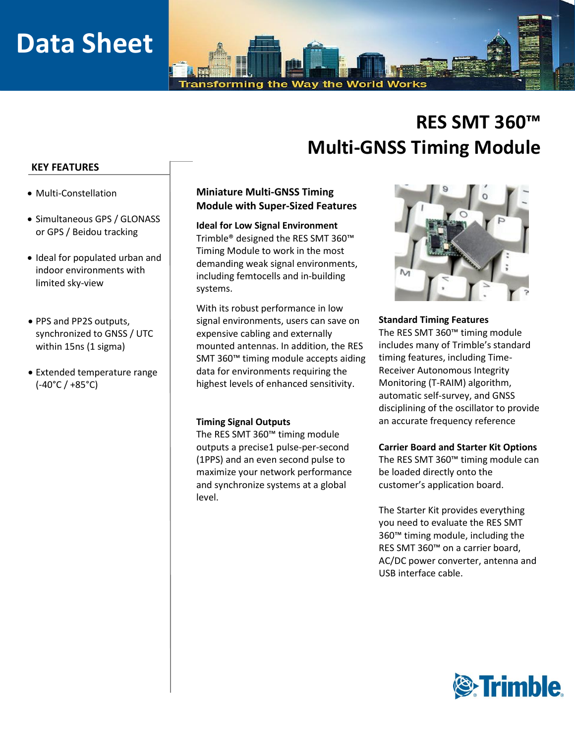# Data Sheet

Transforming the Way the World Works

# RES SMT 360™ Multi-GNSS Timing Module

## KEY FEATURES

- Multi-Constellation
- Simultaneous GPS / GLONASS or GPS / Beidou tracking
- Ideal for populated urban and indoor environments with limited sky-view
- PPS and PP2S outputs, synchronized to GNSS / UTC within 15ns (1 sigma)
- Extended temperature range (-40°C / +85°C)

## Miniature Multi-GNSS Timing Module with Super-Sized Features

### Ideal for Low Signal Environment

Trimble® designed the RES SMT 360™ Timing Module to work in the most demanding weak signal environments, including femtocells and in-building systems.

With its robust performance in low signal environments, users can save on expensive cabling and externally mounted antennas. In addition, the RES SMT 360™ timing module accepts aiding data for environments requiring the highest levels of enhanced sensitivity.

### Timing Signal Outputs

The RES SMT 360™ timing module outputs a precise1 pulse-per-second (1PPS) and an even second pulse to maximize your network performance and synchronize systems at a global level.

### Standard Timing Features

The RES SMT 360™ timing module includes many of Trimble's standard timing features, including Time-Receiver Autonomous Integrity Monitoring (T-RAIM) algorithm, automatic self-survey, and GNSS disciplining of the oscillator to provide an accurate frequency reference

### Carrier Board and Starter Kit Options

The RES SMT 360™ timing module can be loaded directly onto the customer's application board.

The Starter Kit provides everything you need to evaluate the RES SMT 360™ timing module, including the RES SMT 360™ on a carrier board, AC/DC power converter, antenna and USB interface cable.

Trimble.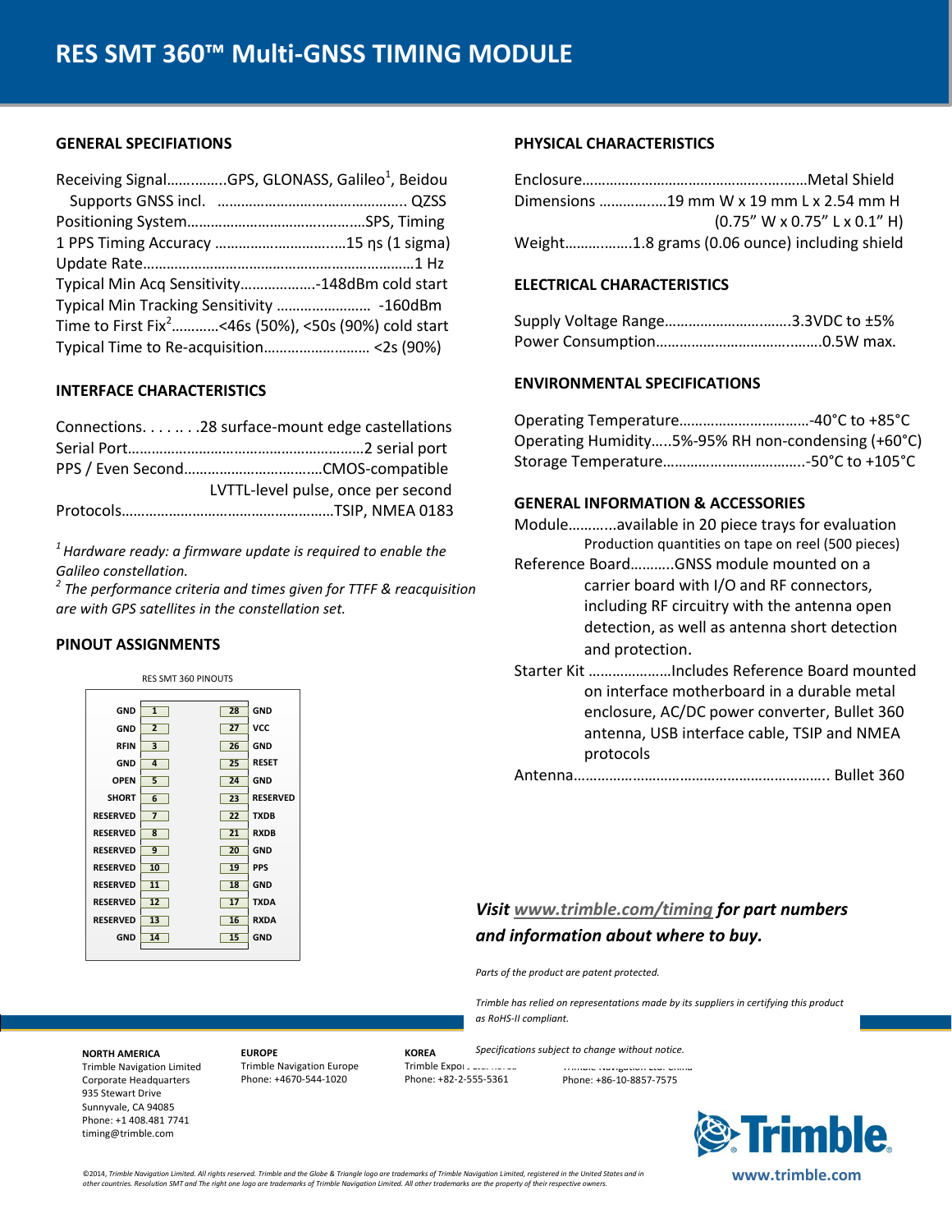# RES SMT 360™ Multi-GNSS TIMING MODULE

## GENERAL SPECIFIATIONS

Receiving Signal…............GPS, GLONASS, Galileo[1], Beidou
Supports GNSS incl. ………………………………………. QZSS
Positioning System…………………………….….......SPS, Timing
1 PPS Timing Accuracy …………….….............15 ηs (1 sigma)
Update Rate……………………………………………………….1 Hz
Typical Min Acq Sensitivity……………….-148dBm cold start
Typical Min Tracking Sensitivity …………………… -160dBm
Time to First Fix[2]………..<46s (50%), <50s (90%) cold start
Typical Time to Re-acquisition……………………… <2s (90%)

## INTERFACE CHARACTERISTICS

Connections. . . . .. . .28 surface-mount edge castellations
Serial Port……………………………………………………2 serial port
PPS / Even Second…………………………….CMOS-compatible
LVTTL-level pulse, once per second
Protocols……………………………………………….TSIP, NMEA 0183

*[1] Hardware ready: a firmware update is required to enable the Galileo constellation.*
*[2] The performance criteria and times given for TTFF & reacquisition are with GPS satellites in the constellation set.*

## PINOUT ASSIGNMENTS

RES SMT 360 PINOUTS

| Signal | Pin | Pin | Signal |
|---|---|---|---|
| GND | 1 | 28 | GND |
| GND | 2 | 27 | VCC |
| RFIN | 3 | 26 | GND |
| GND | 4 | 25 | RESET |
| OPEN | 5 | 24 | GND |
| SHORT | 6 | 23 | RESERVED |
| RESERVED | 7 | 22 | TXDB |
| RESERVED | 8 | 21 | RXDB |
| RESERVED | 9 | 20 | GND |
| RESERVED | 10 | 19 | PPS |
| RESERVED | 11 | 18 | GND |
| RESERVED | 12 | 17 | TXDA |
| RESERVED | 13 | 16 | RXDA |
| GND | 14 | 15 | GND |

## PHYSICAL CHARACTERISTICS

Enclosure……………………………………………..……..Metal Shield
Dimensions …………..….19 mm W x 19 mm L x 2.54 mm H
(0.75" W x 0.75" L x 0.1" H)
Weight……….……..1.8 grams (0.06 ounce) including shield

## ELECTRICAL CHARACTERISTICS

Supply Voltage Range…………………………..3.3VDC to ±5%
Power Consumption…………………………….……..0.5W max.

## ENVIRONMENTAL SPECIFICATIONS

Operating Temperature……………………………-40°C to +85°C
Operating Humidity…..5%-95% RH non-condensing (+60°C)
Storage Temperature……………………………..-50°C to +105°C

## GENERAL INFORMATION & ACCESSORIES

Module………..available in 20 piece trays for evaluation
Production quantities on tape on reel (500 pieces)
Reference Board………GNSS module mounted on a carrier board with I/O and RF connectors, including RF circuitry with the antenna open detection, as well as antenna short detection and protection.
Starter Kit …………………Includes Reference Board mounted on interface motherboard in a durable metal enclosure, AC/DC power converter, Bullet 360 antenna, USB interface cable, TSIP and NMEA protocols
Antenna……………………………………………………….. Bullet 360

***Visit www.trimble.com/timing for part numbers and information about where to buy.***

*Parts of the product are patent protected.*

*Trimble has relied on representations made by its suppliers in certifying this product as RoHS-II compliant.*

*Specifications subject to change without notice.*

**NORTH AMERICA**
Trimble Navigation Limited
Corporate Headquarters
935 Stewart Drive
Sunnyvale, CA 94085
Phone: +1 408.481 7741
timing@trimble.com

**EUROPE**
Trimble Navigation Europe
Phone: +4670-544-1020

**KOREA**
Trimble Export Ltd. Korea
Phone: +82-2-555-5361

Trimble Navigation Ltd. China
Phone: +86-10-8857-7575

*©2014, Trimble Navigation Limited. All rights reserved. Trimble and the Globe & Triangle logo are trademarks of Trimble Navigation Limited, registered in the United States and in other countries. Resolution SMT and The right one logo are trademarks of Trimble Navigation Limited. All other trademarks are the property of their respective owners.*

Trimble
www.trimble.com